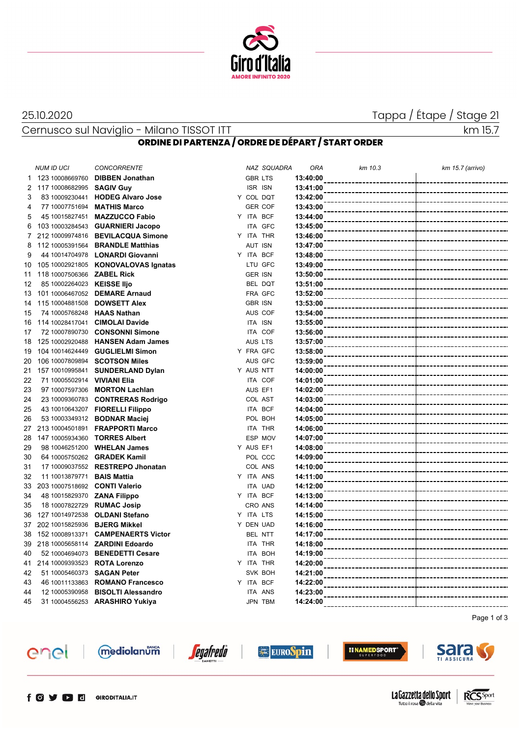25.10.2020

Tappa / Étape / Stage 21

Cernusco sul Naviglio - Milano TISSOT ITT

km 15.7

## ORDINE DI PARTENZA / ORDRE DE DÉPART / START ORDER

| | NUM | ID UCI | CONCORRENTE | | NAZ | SQUADRA | ORA | km 10.3 | km 15.7 (arrivo) |
|---|---|---|---|---|---|---|---|---|---|
| 1 | 123 | 10008669760 | **DIBBEN Jonathan** | | GBR | LTS | **13:40:00** | | |
| 2 | 117 | 10008682995 | **SAGIV Guy** | | ISR | ISN | **13:41:00** | | |
| 3 | 83 | 10009230441 | **HODEG Alvaro Jose** | Y | COL | DQT | **13:42:00** | | |
| 4 | 77 | 10007751694 | **MATHIS Marco** | | GER | COF | **13:43:00** | | |
| 5 | 45 | 10015827451 | **MAZZUCCO Fabio** | Y | ITA | BCF | **13:44:00** | | |
| 6 | 103 | 10003284543 | **GUARNIERI Jacopo** | | ITA | GFC | **13:45:00** | | |
| 7 | 212 | 10009974816 | **BEVILACQUA Simone** | Y | ITA | THR | **13:46:00** | | |
| 8 | 112 | 10005391564 | **BRANDLE Matthias** | | AUT | ISN | **13:47:00** | | |
| 9 | 44 | 10014704978 | **LONARDI Giovanni** | Y | ITA | BCF | **13:48:00** | | |
| 10 | 105 | 10002921805 | **KONOVALOVAS Ignatas** | | LTU | GFC | **13:49:00** | | |
| 11 | 118 | 10007506366 | **ZABEL Rick** | | GER | ISN | **13:50:00** | | |
| 12 | 85 | 10002264023 | **KEISSE Iljo** | | BEL | DQT | **13:51:00** | | |
| 13 | 101 | 10006467052 | **DEMARE Arnaud** | | FRA | GFC | **13:52:00** | | |
| 14 | 115 | 10004881508 | **DOWSETT Alex** | | GBR | ISN | **13:53:00** | | |
| 15 | 74 | 10005768248 | **HAAS Nathan** | | AUS | COF | **13:54:00** | | |
| 16 | 114 | 10028417041 | **CIMOLAI Davide** | | ITA | ISN | **13:55:00** | | |
| 17 | 72 | 10007890730 | **CONSONNI Simone** | | ITA | COF | **13:56:00** | | |
| 18 | 125 | 10002920488 | **HANSEN Adam James** | | AUS | LTS | **13:57:00** | | |
| 19 | 104 | 10014624449 | **GUGLIELMI Simon** | Y | FRA | GFC | **13:58:00** | | |
| 20 | 106 | 10007809894 | **SCOTSON Miles** | | AUS | GFC | **13:59:00** | | |
| 21 | 157 | 10010995841 | **SUNDERLAND Dylan** | Y | AUS | NTT | **14:00:00** | | |
| 22 | 71 | 10005502914 | **VIVIANI Elia** | | ITA | COF | **14:01:00** | | |
| 23 | 97 | 10007597306 | **MORTON Lachlan** | | AUS | EF1 | **14:02:00** | | |
| 24 | 23 | 10009360783 | **CONTRERAS Rodrigo** | | COL | AST | **14:03:00** | | |
| 25 | 43 | 10010643207 | **FIORELLI Filippo** | | ITA | BCF | **14:04:00** | | |
| 26 | 53 | 10003349312 | **BODNAR Maciej** | | POL | BOH | **14:05:00** | | |
| 27 | 213 | 10004501891 | **FRAPPORTI Marco** | | ITA | THR | **14:06:00** | | |
| 28 | 147 | 10005934360 | **TORRES Albert** | | ESP | MOV | **14:07:00** | | |
| 29 | 98 | 10046251200 | **WHELAN James** | Y | AUS | EF1 | **14:08:00** | | |
| 30 | 64 | 10005750262 | **GRADEK Kamil** | | POL | CCC | **14:09:00** | | |
| 31 | 17 | 10009037552 | **RESTREPO Jhonatan** | | COL | ANS | **14:10:00** | | |
| 32 | 11 | 10013879771 | **BAIS Mattia** | Y | ITA | ANS | **14:11:00** | | |
| 33 | 203 | 10007518692 | **CONTI Valerio** | | ITA | UAD | **14:12:00** | | |
| 34 | 48 | 10015829370 | **ZANA Filippo** | Y | ITA | BCF | **14:13:00** | | |
| 35 | 18 | 10007822729 | **RUMAC Josip** | | CRO | ANS | **14:14:00** | | |
| 36 | 127 | 10014972538 | **OLDANI Stefano** | Y | ITA | LTS | **14:15:00** | | |
| 37 | 202 | 10015825936 | **BJERG Mikkel** | Y | DEN | UAD | **14:16:00** | | |
| 38 | 152 | 10008913371 | **CAMPENAERTS Victor** | | BEL | NTT | **14:17:00** | | |
| 39 | 218 | 10005658114 | **ZARDINI Edoardo** | | ITA | THR | **14:18:00** | | |
| 40 | 52 | 10004694073 | **BENEDETTI Cesare** | | ITA | BOH | **14:19:00** | | |
| 41 | 214 | 10009393523 | **ROTA Lorenzo** | Y | ITA | THR | **14:20:00** | | |
| 42 | 51 | 10005460373 | **SAGAN Peter** | | SVK | BOH | **14:21:00** | | |
| 43 | 46 | 10011133863 | **ROMANO Francesco** | Y | ITA | BCF | **14:22:00** | | |
| 44 | 12 | 10005390958 | **BISOLTI Alessandro** | | ITA | ANS | **14:23:00** | | |
| 45 | 31 | 10004556253 | **ARASHIRO Yukiya** | | JPN | TBM | **14:24:00** | | |

GIRODITALIA.IT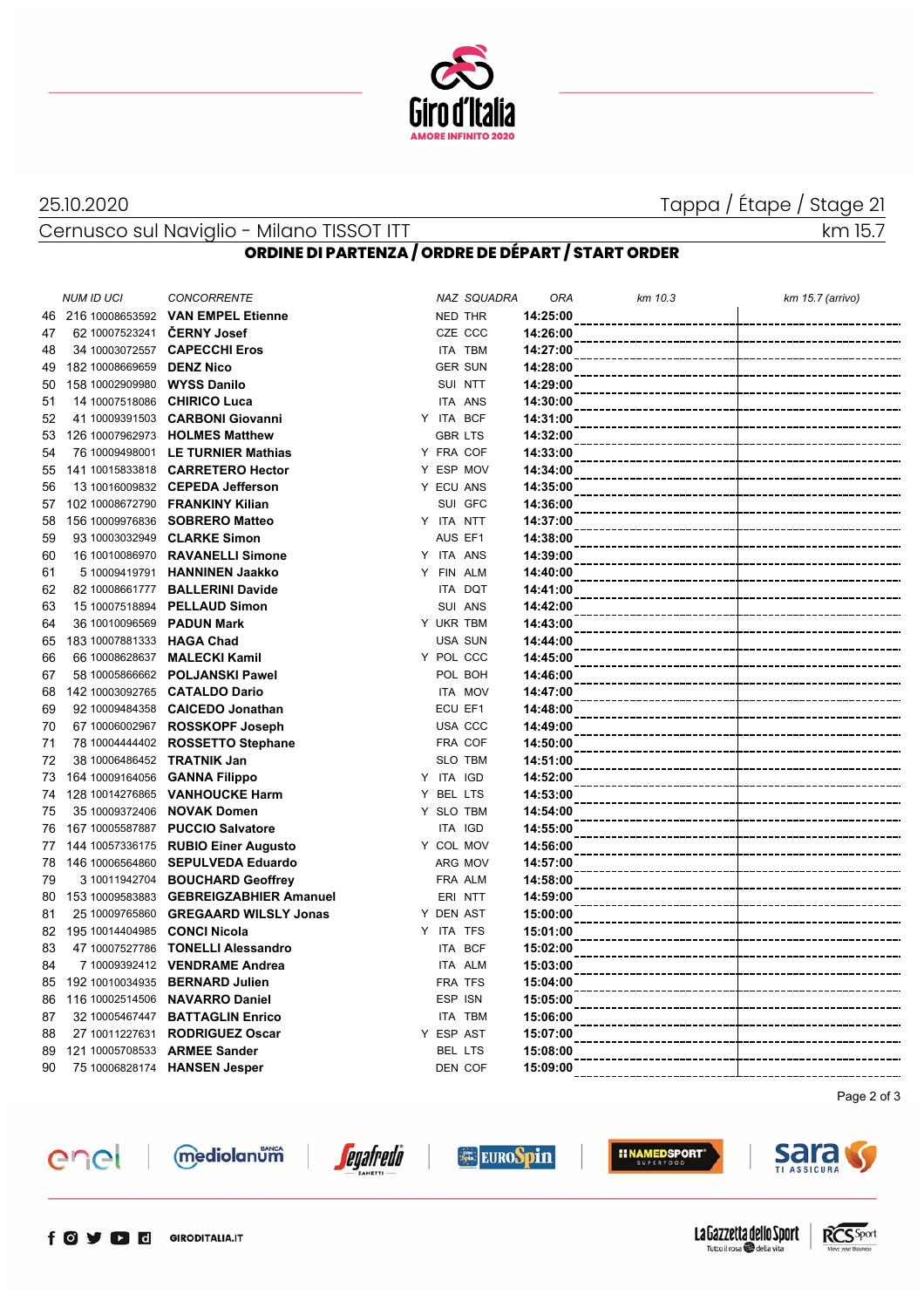25.10.2020

Tappa / Étape / Stage 21

Cernusco sul Naviglio - Milano TISSOT ITT

km 15.7

## ORDINE DI PARTENZA / ORDRE DE DÉPART / START ORDER

| | NUM | ID UCI | CONCORRENTE | | NAZ | SQUADRA | ORA | km 10.3 | km 15.7 (arrivo) |
|---|---|---|---|---|---|---|---|---|---|
| 46 | 216 | 10008653592 | **VAN EMPEL Etienne** | | NED | THR | **14:25:00** | | |
| 47 | 62 | 10007523241 | **ČERNY Josef** | | CZE | CCC | **14:26:00** | | |
| 48 | 34 | 10003072557 | **CAPECCHI Eros** | | ITA | TBM | **14:27:00** | | |
| 49 | 182 | 10008669659 | **DENZ Nico** | | GER | SUN | **14:28:00** | | |
| 50 | 158 | 10002909980 | **WYSS Danilo** | | SUI | NTT | **14:29:00** | | |
| 51 | 14 | 10007518086 | **CHIRICO Luca** | | ITA | ANS | **14:30:00** | | |
| 52 | 41 | 10009391503 | **CARBONI Giovanni** | Y | ITA | BCF | **14:31:00** | | |
| 53 | 126 | 10007962973 | **HOLMES Matthew** | | GBR | LTS | **14:32:00** | | |
| 54 | 76 | 10009498001 | **LE TURNIER Mathias** | Y | FRA | COF | **14:33:00** | | |
| 55 | 141 | 10015833818 | **CARRETERO Hector** | Y | ESP | MOV | **14:34:00** | | |
| 56 | 13 | 10016009832 | **CEPEDA Jefferson** | Y | ECU | ANS | **14:35:00** | | |
| 57 | 102 | 10008672790 | **FRANKINY Kilian** | | SUI | GFC | **14:36:00** | | |
| 58 | 156 | 10009976836 | **SOBRERO Matteo** | Y | ITA | NTT | **14:37:00** | | |
| 59 | 93 | 10003032949 | **CLARKE Simon** | | AUS | EF1 | **14:38:00** | | |
| 60 | 16 | 10010086970 | **RAVANELLI Simone** | Y | ITA | ANS | **14:39:00** | | |
| 61 | 5 | 10009419791 | **HANNINEN Jaakko** | Y | FIN | ALM | **14:40:00** | | |
| 62 | 82 | 10008661777 | **BALLERINI Davide** | | ITA | DQT | **14:41:00** | | |
| 63 | 15 | 10007518894 | **PELLAUD Simon** | | SUI | ANS | **14:42:00** | | |
| 64 | 36 | 10010096569 | **PADUN Mark** | Y | UKR | TBM | **14:43:00** | | |
| 65 | 183 | 10007881333 | **HAGA Chad** | | USA | SUN | **14:44:00** | | |
| 66 | 66 | 10008628637 | **MALECKI Kamil** | Y | POL | CCC | **14:45:00** | | |
| 67 | 58 | 10005866662 | **POLJANSKI Pawel** | | POL | BOH | **14:46:00** | | |
| 68 | 142 | 10003092765 | **CATALDO Dario** | | ITA | MOV | **14:47:00** | | |
| 69 | 92 | 10009484358 | **CAICEDO Jonathan** | | ECU | EF1 | **14:48:00** | | |
| 70 | 67 | 10006002967 | **ROSSKOPF Joseph** | | USA | CCC | **14:49:00** | | |
| 71 | 78 | 10004444402 | **ROSSETTO Stephane** | | FRA | COF | **14:50:00** | | |
| 72 | 38 | 10006486452 | **TRATNIK Jan** | | SLO | TBM | **14:51:00** | | |
| 73 | 164 | 10009164056 | **GANNA Filippo** | Y | ITA | IGD | **14:52:00** | | |
| 74 | 128 | 10014276865 | **VANHOUCKE Harm** | Y | BEL | LTS | **14:53:00** | | |
| 75 | 35 | 10009372406 | **NOVAK Domen** | Y | SLO | TBM | **14:54:00** | | |
| 76 | 167 | 10005587887 | **PUCCIO Salvatore** | | ITA | IGD | **14:55:00** | | |
| 77 | 144 | 10057336175 | **RUBIO Einer Augusto** | Y | COL | MOV | **14:56:00** | | |
| 78 | 146 | 10006564860 | **SEPULVEDA Eduardo** | | ARG | MOV | **14:57:00** | | |
| 79 | 3 | 10011942704 | **BOUCHARD Geoffrey** | | FRA | ALM | **14:58:00** | | |
| 80 | 153 | 10009583883 | **GEBREIGZABHIER Amanuel** | | ERI | NTT | **14:59:00** | | |
| 81 | 25 | 10009765860 | **GREGAARD WILSLY Jonas** | Y | DEN | AST | **15:00:00** | | |
| 82 | 195 | 10014404985 | **CONCI Nicola** | Y | ITA | TFS | **15:01:00** | | |
| 83 | 47 | 10007527786 | **TONELLI Alessandro** | | ITA | BCF | **15:02:00** | | |
| 84 | 7 | 10009392412 | **VENDRAME Andrea** | | ITA | ALM | **15:03:00** | | |
| 85 | 192 | 10010034935 | **BERNARD Julien** | | FRA | TFS | **15:04:00** | | |
| 86 | 116 | 10002514506 | **NAVARRO Daniel** | | ESP | ISN | **15:05:00** | | |
| 87 | 32 | 10005467447 | **BATTAGLIN Enrico** | | ITA | TBM | **15:06:00** | | |
| 88 | 27 | 10011227631 | **RODRIGUEZ Oscar** | Y | ESP | AST | **15:07:00** | | |
| 89 | 121 | 10005708533 | **ARMEE Sander** | | BEL | LTS | **15:08:00** | | |
| 90 | 75 | 10006828174 | **HANSEN Jesper** | | DEN | COF | **15:09:00** | | |

GIRODITALIA.IT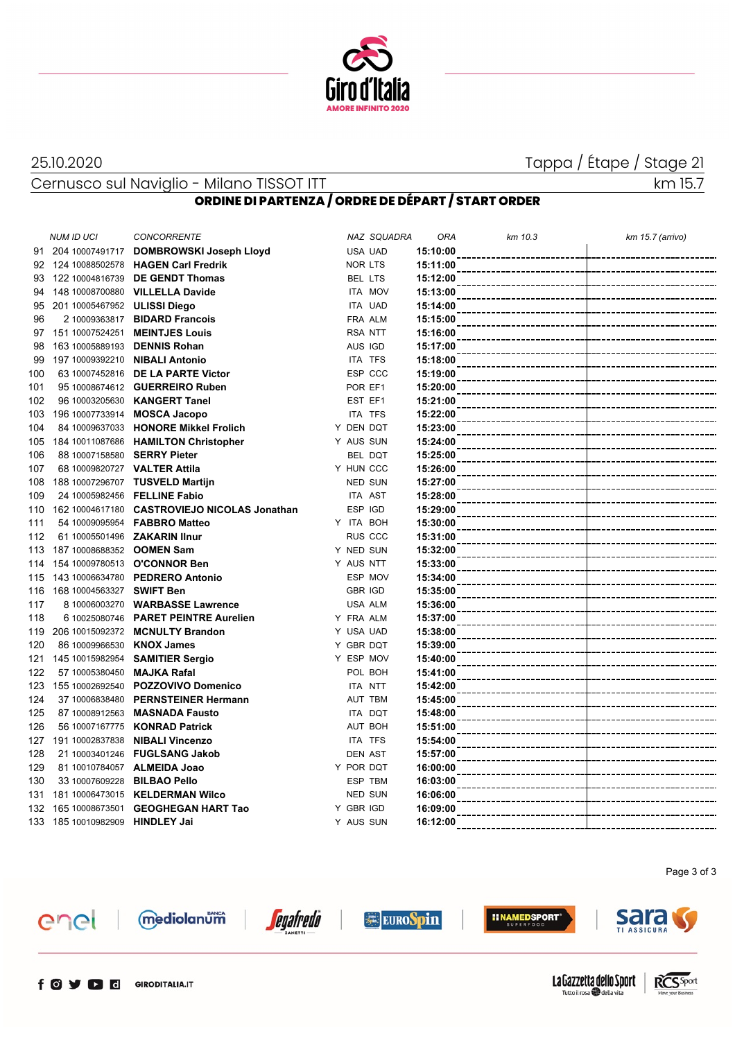25.10.2020

Tappa / Étape / Stage 21

Cernusco sul Naviglio - Milano TISSOT ITT

km 15.7

## ORDINE DI PARTENZA / ORDRE DE DÉPART / START ORDER

| | NUM | ID UCI | CONCORRENTE | | NAZ | SQUADRA | ORA | km 10.3 | km 15.7 (arrivo) |
|---|---|---|---|---|---|---|---|---|---|
| 91 | 204 | 10007491717 | **DOMBROWSKI Joseph Lloyd** | | USA | UAD | **15:10:00** | | |
| 92 | 124 | 10088502578 | **HAGEN Carl Fredrik** | | NOR | LTS | **15:11:00** | | |
| 93 | 122 | 10004816739 | **DE GENDT Thomas** | | BEL | LTS | **15:12:00** | | |
| 94 | 148 | 10008700880 | **VILLELLA Davide** | | ITA | MOV | **15:13:00** | | |
| 95 | 201 | 10005467952 | **ULISSI Diego** | | ITA | UAD | **15:14:00** | | |
| 96 | 2 | 10009363817 | **BIDARD Francois** | | FRA | ALM | **15:15:00** | | |
| 97 | 151 | 10007524251 | **MEINTJES Louis** | | RSA | NTT | **15:16:00** | | |
| 98 | 163 | 10005889193 | **DENNIS Rohan** | | AUS | IGD | **15:17:00** | | |
| 99 | 197 | 10009392210 | **NIBALI Antonio** | | ITA | TFS | **15:18:00** | | |
| 100 | 63 | 10007452816 | **DE LA PARTE Victor** | | ESP | CCC | **15:19:00** | | |
| 101 | 95 | 10008674612 | **GUERREIRO Ruben** | | POR | EF1 | **15:20:00** | | |
| 102 | 96 | 10003205630 | **KANGERT Tanel** | | EST | EF1 | **15:21:00** | | |
| 103 | 196 | 10007733914 | **MOSCA Jacopo** | | ITA | TFS | **15:22:00** | | |
| 104 | 84 | 10009637033 | **HONORE Mikkel Frolich** | Y | DEN | DQT | **15:23:00** | | |
| 105 | 184 | 10011087686 | **HAMILTON Christopher** | Y | AUS | SUN | **15:24:00** | | |
| 106 | 88 | 10007158580 | **SERRY Pieter** | | BEL | DQT | **15:25:00** | | |
| 107 | 68 | 10009820727 | **VALTER Attila** | Y | HUN | CCC | **15:26:00** | | |
| 108 | 188 | 10007296707 | **TUSVELD Martijn** | | NED | SUN | **15:27:00** | | |
| 109 | 24 | 10005982456 | **FELLINE Fabio** | | ITA | AST | **15:28:00** | | |
| 110 | 162 | 10004617180 | **CASTROVIEJO NICOLAS Jonathan** | | ESP | IGD | **15:29:00** | | |
| 111 | 54 | 10009095954 | **FABBRO Matteo** | Y | ITA | BOH | **15:30:00** | | |
| 112 | 61 | 10005501496 | **ZAKARIN Ilnur** | | RUS | CCC | **15:31:00** | | |
| 113 | 187 | 10008688352 | **OOMEN Sam** | Y | NED | SUN | **15:32:00** | | |
| 114 | 154 | 10009780513 | **O'CONNOR Ben** | Y | AUS | NTT | **15:33:00** | | |
| 115 | 143 | 10006634780 | **PEDRERO Antonio** | | ESP | MOV | **15:34:00** | | |
| 116 | 168 | 10004563327 | **SWIFT Ben** | | GBR | IGD | **15:35:00** | | |
| 117 | 8 | 10006003270 | **WARBASSE Lawrence** | | USA | ALM | **15:36:00** | | |
| 118 | 6 | 10025080746 | **PARET PEINTRE Aurelien** | Y | FRA | ALM | **15:37:00** | | |
| 119 | 206 | 10015092372 | **MCNULTY Brandon** | Y | USA | UAD | **15:38:00** | | |
| 120 | 86 | 10009966530 | **KNOX James** | Y | GBR | DQT | **15:39:00** | | |
| 121 | 145 | 10015982954 | **SAMITIER Sergio** | Y | ESP | MOV | **15:40:00** | | |
| 122 | 57 | 10005380450 | **MAJKA Rafal** | | POL | BOH | **15:41:00** | | |
| 123 | 155 | 10002692540 | **POZZOVIVO Domenico** | | ITA | NTT | **15:42:00** | | |
| 124 | 37 | 10006838480 | **PERNSTEINER Hermann** | | AUT | TBM | **15:45:00** | | |
| 125 | 87 | 10008912563 | **MASNADA Fausto** | | ITA | DQT | **15:48:00** | | |
| 126 | 56 | 10007167775 | **KONRAD Patrick** | | AUT | BOH | **15:51:00** | | |
| 127 | 191 | 10002837838 | **NIBALI Vincenzo** | | ITA | TFS | **15:54:00** | | |
| 128 | 21 | 10003401246 | **FUGLSANG Jakob** | | DEN | AST | **15:57:00** | | |
| 129 | 81 | 10010784057 | **ALMEIDA Joao** | Y | POR | DQT | **16:00:00** | | |
| 130 | 33 | 10007609228 | **BILBAO Pello** | | ESP | TBM | **16:03:00** | | |
| 131 | 181 | 10006473015 | **KELDERMAN Wilco** | | NED | SUN | **16:06:00** | | |
| 132 | 165 | 10008673501 | **GEOGHEGAN HART Tao** | Y | GBR | IGD | **16:09:00** | | |
| 133 | 185 | 10010982909 | **HINDLEY Jai** | Y | AUS | SUN | **16:12:00** | | |

GIRODITALIA.IT